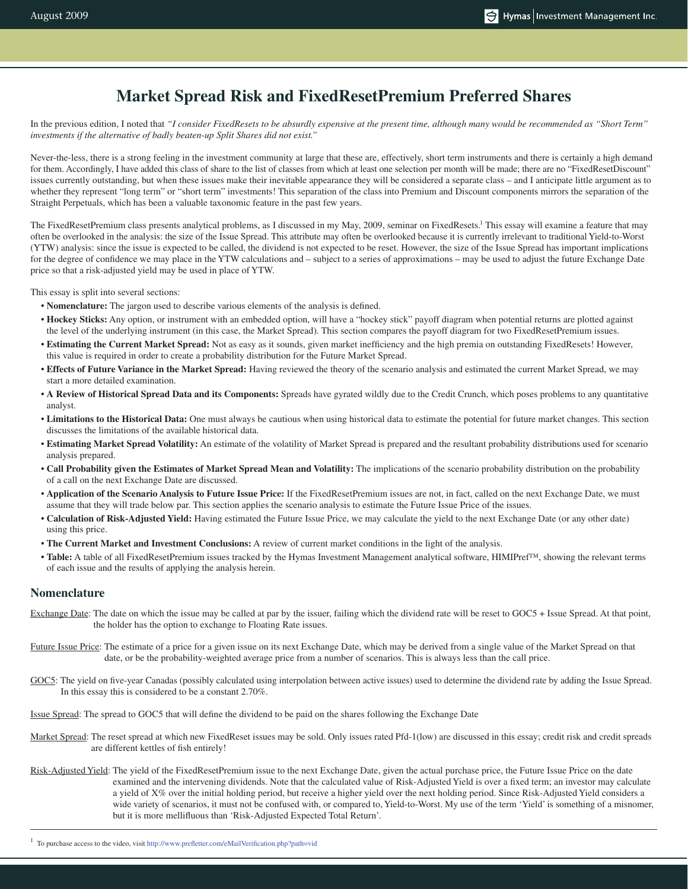# Market Spread Risk and FixedResetPremium Preferred Shares

In the previous edition, I noted that *"I consider FixedResets to be absurdly expensive at the present time, although many would be recommended as "Short Term" investments if the alternative of badly beaten-up Split Shares did not exist."*

Never-the-less, there is a strong feeling in the investment community at large that these are, effectively, short term instruments and there is certainly a high demand for them. Accordingly, I have added this class of share to the list of classes from which at least one selection per month will be made; there are no "FixedResetDiscount" issues currently outstanding, but when these issues make their inevitable appearance they will be considered a separate class – and I anticipate little argument as to whether they represent "long term" or "short term" investments! This separation of the class into Premium and Discount components mirrors the separation of the Straight Perpetuals, which has been a valuable taxonomic feature in the past few years.

The FixedResetPremium class presents analytical problems, as I discussed in my May, 2009, seminar on FixedResets.[1] This essay will examine a feature that may often be overlooked in the analysis: the size of the Issue Spread. This attribute may often be overlooked because it is currently irrelevant to traditional Yield-to-Worst (YTW) analysis: since the issue is expected to be called, the dividend is not expected to be reset. However, the size of the Issue Spread has important implications for the degree of confidence we may place in the YTW calculations and – subject to a series of approximations – may be used to adjust the future Exchange Date price so that a risk-adjusted yield may be used in place of YTW.

This essay is split into several sections:

- **Nomenclature:** The jargon used to describe various elements of the analysis is defined.
- **Hockey Sticks:** Any option, or instrument with an embedded option, will have a "hockey stick" payoff diagram when potential returns are plotted against the level of the underlying instrument (in this case, the Market Spread). This section compares the payoff diagram for two FixedResetPremium issues.
- **Estimating the Current Market Spread:** Not as easy as it sounds, given market inefficiency and the high premia on outstanding FixedResets! However, this value is required in order to create a probability distribution for the Future Market Spread.
- **Effects of Future Variance in the Market Spread:** Having reviewed the theory of the scenario analysis and estimated the current Market Spread, we may start a more detailed examination.
- **A Review of Historical Spread Data and its Components:** Spreads have gyrated wildly due to the Credit Crunch, which poses problems to any quantitative analyst.
- **Limitations to the Historical Data:** One must always be cautious when using historical data to estimate the potential for future market changes. This section discusses the limitations of the available historical data.
- **Estimating Market Spread Volatility:** An estimate of the volatility of Market Spread is prepared and the resultant probability distributions used for scenario analysis prepared.
- **Call Probability given the Estimates of Market Spread Mean and Volatility:** The implications of the scenario probability distribution on the probability of a call on the next Exchange Date are discussed.
- **Application of the Scenario Analysis to Future Issue Price:** If the FixedResetPremium issues are not, in fact, called on the next Exchange Date, we must assume that they will trade below par. This section applies the scenario analysis to estimate the Future Issue Price of the issues.
- **Calculation of Risk-Adjusted Yield:** Having estimated the Future Issue Price, we may calculate the yield to the next Exchange Date (or any other date) using this price.
- **The Current Market and Investment Conclusions:** A review of current market conditions in the light of the analysis.
- **Table:** A table of all FixedResetPremium issues tracked by the Hymas Investment Management analytical software, HIMIPref™, showing the relevant terms of each issue and the results of applying the analysis herein.

## Nomenclature

Exchange Date: The date on which the issue may be called at par by the issuer, failing which the dividend rate will be reset to GOC5 + Issue Spread. At that point, the holder has the option to exchange to Floating Rate issues.

Future Issue Price: The estimate of a price for a given issue on its next Exchange Date, which may be derived from a single value of the Market Spread on that date, or be the probability-weighted average price from a number of scenarios. This is always less than the call price.

GOC5: The yield on five-year Canadas (possibly calculated using interpolation between active issues) used to determine the dividend rate by adding the Issue Spread. In this essay this is considered to be a constant 2.70%.

Issue Spread: The spread to GOC5 that will define the dividend to be paid on the shares following the Exchange Date

Market Spread: The reset spread at which new FixedReset issues may be sold. Only issues rated Pfd-1(low) are discussed in this essay; credit risk and credit spreads are different kettles of fish entirely!

Risk-Adjusted Yield: The yield of the FixedResetPremium issue to the next Exchange Date, given the actual purchase price, the Future Issue Price on the date examined and the intervening dividends. Note that the calculated value of Risk-Adjusted Yield is over a fixed term; an investor may calculate a yield of X% over the initial holding period, but receive a higher yield over the next holding period. Since Risk-Adjusted Yield considers a wide variety of scenarios, it must not be confused with, or compared to, Yield-to-Worst. My use of the term 'Yield' is something of a misnomer, but it is more mellifluous than 'Risk-Adjusted Expected Total Return'.

---

[1] To purchase access to the video, visit http://www.prefletter.com/eMailVerification.php?path=vid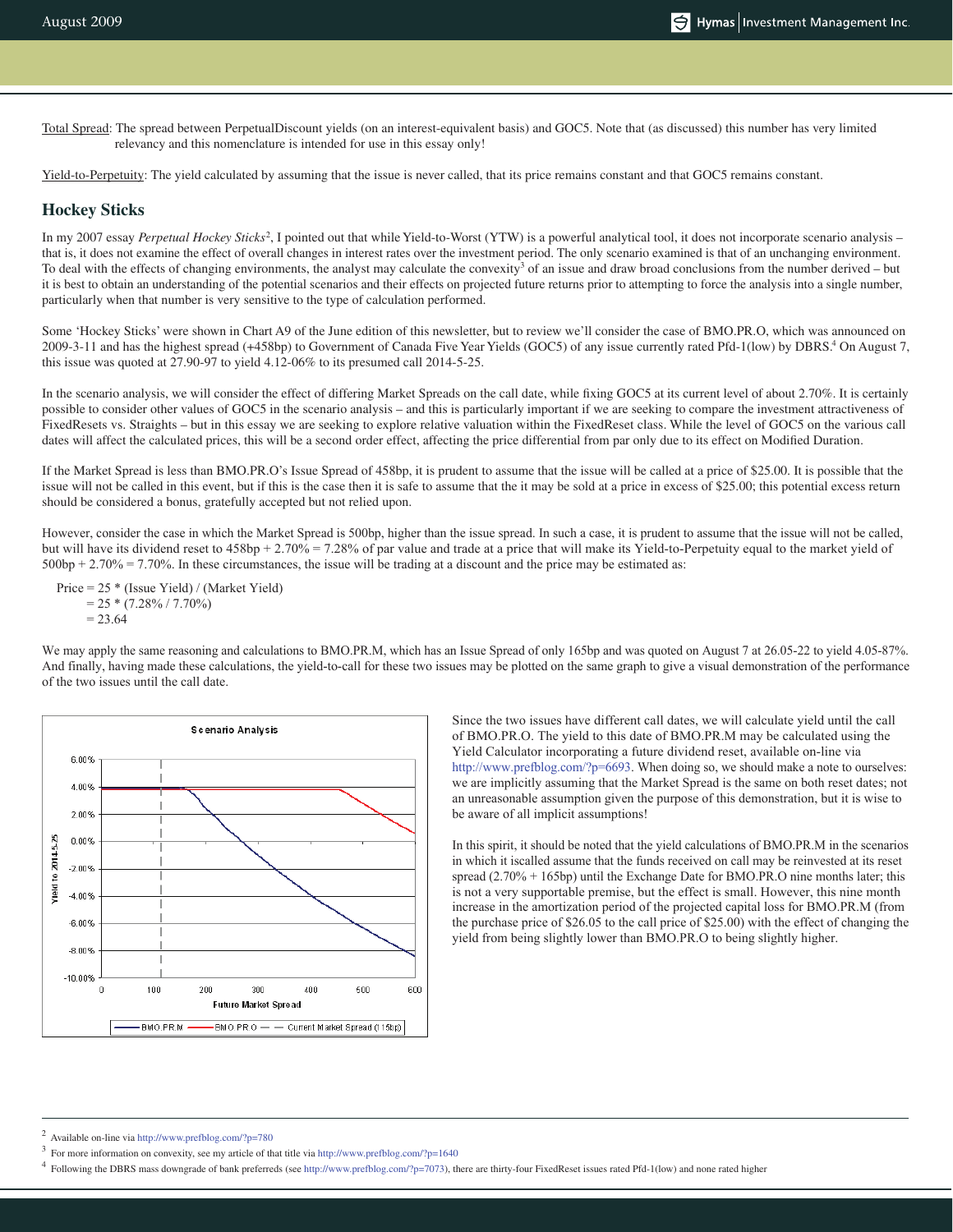Total Spread: The spread between PerpetualDiscount yields (on an interest-equivalent basis) and GOC5. Note that (as discussed) this number has very limited relevancy and this nomenclature is intended for use in this essay only!

Yield-to-Perpetuity: The yield calculated by assuming that the issue is never called, that its price remains constant and that GOC5 remains constant.

## Hockey Sticks

In my 2007 essay *Perpetual Hockey Sticks*[2], I pointed out that while Yield-to-Worst (YTW) is a powerful analytical tool, it does not incorporate scenario analysis – that is, it does not examine the effect of overall changes in interest rates over the investment period. The only scenario examined is that of an unchanging environment. To deal with the effects of changing environments, the analyst may calculate the convexity[3] of an issue and draw broad conclusions from the number derived – but it is best to obtain an understanding of the potential scenarios and their effects on projected future returns prior to attempting to force the analysis into a single number, particularly when that number is very sensitive to the type of calculation performed.

Some 'Hockey Sticks' were shown in Chart A9 of the June edition of this newsletter, but to review we'll consider the case of BMO.PR.O, which was announced on 2009-3-11 and has the highest spread (+458bp) to Government of Canada Five Year Yields (GOC5) of any issue currently rated Pfd-1(low) by DBRS.[4] On August 7, this issue was quoted at 27.90-97 to yield 4.12-06% to its presumed call 2014-5-25.

In the scenario analysis, we will consider the effect of differing Market Spreads on the call date, while fixing GOC5 at its current level of about 2.70%. It is certainly possible to consider other values of GOC5 in the scenario analysis – and this is particularly important if we are seeking to compare the investment attractiveness of FixedResets vs. Straights – but in this essay we are seeking to explore relative valuation within the FixedReset class. While the level of GOC5 on the various call dates will affect the calculated prices, this will be a second order effect, affecting the price differential from par only due to its effect on Modified Duration.

If the Market Spread is less than BMO.PR.O's Issue Spread of 458bp, it is prudent to assume that the issue will be called at a price of $25.00. It is possible that the issue will not be called in this event, but if this is the case then it is safe to assume that the it may be sold at a price in excess of $25.00; this potential excess return should be considered a bonus, gratefully accepted but not relied upon.

However, consider the case in which the Market Spread is 500bp, higher than the issue spread. In such a case, it is prudent to assume that the issue will not be called, but will have its dividend reset to 458bp + 2.70% = 7.28% of par value and trade at a price that will make its Yield-to-Perpetuity equal to the market yield of 500bp + 2.70% = 7.70%. In these circumstances, the issue will be trading at a discount and the price may be estimated as:

$$\begin{aligned} \text{Price} &= 25 * (\text{Issue Yield}) / (\text{Market Yield}) \\ &= 25 * (7.28\% / 7.70\%) \\ &= 23.64 \end{aligned}$$

We may apply the same reasoning and calculations to BMO.PR.M, which has an Issue Spread of only 165bp and was quoted on August 7 at 26.05-22 to yield 4.05-87%. And finally, having made these calculations, the yield-to-call for these two issues may be plotted on the same graph to give a visual demonstration of the performance of the two issues until the call date.

Since the two issues have different call dates, we will calculate yield until the call of BMO.PR.O. The yield to this date of BMO.PR.M may be calculated using the Yield Calculator incorporating a future dividend reset, available on-line via http://www.prefblog.com/?p=6693. When doing so, we should make a note to ourselves: we are implicitly assuming that the Market Spread is the same on both reset dates; not an unreasonable assumption given the purpose of this demonstration, but it is wise to be aware of all implicit assumptions!

In this spirit, it should be noted that the yield calculations of BMO.PR.M in the scenarios in which it iscalled assume that the funds received on call may be reinvested at its reset spread (2.70% + 165bp) until the Exchange Date for BMO.PR.O nine months later; this is not a very supportable premise, but the effect is small. However, this nine month increase in the amortization period of the projected capital loss for BMO.PR.M (from the purchase price of $26.05 to the call price of $25.00) with the effect of changing the yield from being slightly lower than BMO.PR.O to being slightly higher.

---

[2] Available on-line via http://www.prefblog.com/?p=780

[3] For more information on convexity, see my article of that title via http://www.prefblog.com/?p=1640

[4] Following the DBRS mass downgrade of bank preferreds (see http://www.prefblog.com/?p=7073), there are thirty-four FixedReset issues rated Pfd-1(low) and none rated higher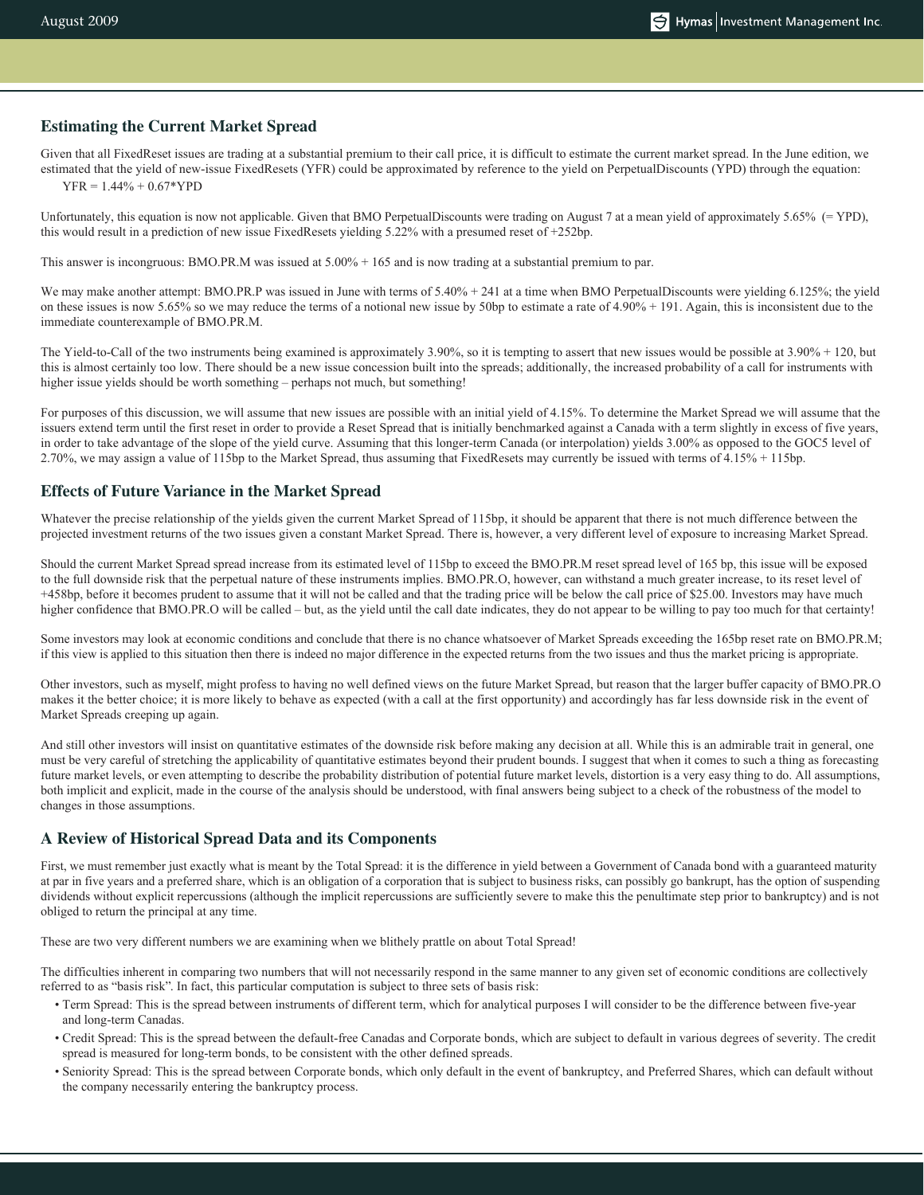## Estimating the Current Market Spread

Given that all FixedReset issues are trading at a substantial premium to their call price, it is difficult to estimate the current market spread. In the June edition, we estimated that the yield of new-issue FixedResets (YFR) could be approximated by reference to the yield on PerpetualDiscounts (YPD) through the equation:

$YFR = 1.44\% + 0.67*YPD$

Unfortunately, this equation is now not applicable. Given that BMO PerpetualDiscounts were trading on August 7 at a mean yield of approximately 5.65% (= YPD), this would result in a prediction of new issue FixedResets yielding 5.22% with a presumed reset of +252bp.

This answer is incongruous: BMO.PR.M was issued at 5.00% + 165 and is now trading at a substantial premium to par.

We may make another attempt: BMO.PR.P was issued in June with terms of 5.40% + 241 at a time when BMO PerpetualDiscounts were yielding 6.125%; the yield on these issues is now 5.65% so we may reduce the terms of a notional new issue by 50bp to estimate a rate of 4.90% + 191. Again, this is inconsistent due to the immediate counterexample of BMO.PR.M.

The Yield-to-Call of the two instruments being examined is approximately 3.90%, so it is tempting to assert that new issues would be possible at 3.90% + 120, but this is almost certainly too low. There should be a new issue concession built into the spreads; additionally, the increased probability of a call for instruments with higher issue yields should be worth something – perhaps not much, but something!

For purposes of this discussion, we will assume that new issues are possible with an initial yield of 4.15%. To determine the Market Spread we will assume that the issuers extend term until the first reset in order to provide a Reset Spread that is initially benchmarked against a Canada with a term slightly in excess of five years, in order to take advantage of the slope of the yield curve. Assuming that this longer-term Canada (or interpolation) yields 3.00% as opposed to the GOC5 level of 2.70%, we may assign a value of 115bp to the Market Spread, thus assuming that FixedResets may currently be issued with terms of 4.15% + 115bp.

## Effects of Future Variance in the Market Spread

Whatever the precise relationship of the yields given the current Market Spread of 115bp, it should be apparent that there is not much difference between the projected investment returns of the two issues given a constant Market Spread. There is, however, a very different level of exposure to increasing Market Spread.

Should the current Market Spread spread increase from its estimated level of 115bp to exceed the BMO.PR.M reset spread level of 165 bp, this issue will be exposed to the full downside risk that the perpetual nature of these instruments implies. BMO.PR.O, however, can withstand a much greater increase, to its reset level of +458bp, before it becomes prudent to assume that it will not be called and that the trading price will be below the call price of $25.00. Investors may have much higher confidence that BMO.PR.O will be called – but, as the yield until the call date indicates, they do not appear to be willing to pay too much for that certainty!

Some investors may look at economic conditions and conclude that there is no chance whatsoever of Market Spreads exceeding the 165bp reset rate on BMO.PR.M; if this view is applied to this situation then there is indeed no major difference in the expected returns from the two issues and thus the market pricing is appropriate.

Other investors, such as myself, might profess to having no well defined views on the future Market Spread, but reason that the larger buffer capacity of BMO.PR.O makes it the better choice; it is more likely to behave as expected (with a call at the first opportunity) and accordingly has far less downside risk in the event of Market Spreads creeping up again.

And still other investors will insist on quantitative estimates of the downside risk before making any decision at all. While this is an admirable trait in general, one must be very careful of stretching the applicability of quantitative estimates beyond their prudent bounds. I suggest that when it comes to such a thing as forecasting future market levels, or even attempting to describe the probability distribution of potential future market levels, distortion is a very easy thing to do. All assumptions, both implicit and explicit, made in the course of the analysis should be understood, with final answers being subject to a check of the robustness of the model to changes in those assumptions.

## A Review of Historical Spread Data and its Components

First, we must remember just exactly what is meant by the Total Spread: it is the difference in yield between a Government of Canada bond with a guaranteed maturity at par in five years and a preferred share, which is an obligation of a corporation that is subject to business risks, can possibly go bankrupt, has the option of suspending dividends without explicit repercussions (although the implicit repercussions are sufficiently severe to make this the penultimate step prior to bankruptcy) and is not obliged to return the principal at any time.

These are two very different numbers we are examining when we blithely prattle on about Total Spread!

The difficulties inherent in comparing two numbers that will not necessarily respond in the same manner to any given set of economic conditions are collectively referred to as "basis risk". In fact, this particular computation is subject to three sets of basis risk:

- Term Spread: This is the spread between instruments of different term, which for analytical purposes I will consider to be the difference between five-year and long-term Canadas.
- Credit Spread: This is the spread between the default-free Canadas and Corporate bonds, which are subject to default in various degrees of severity. The credit spread is measured for long-term bonds, to be consistent with the other defined spreads.
- Seniority Spread: This is the spread between Corporate bonds, which only default in the event of bankruptcy, and Preferred Shares, which can default without the company necessarily entering the bankruptcy process.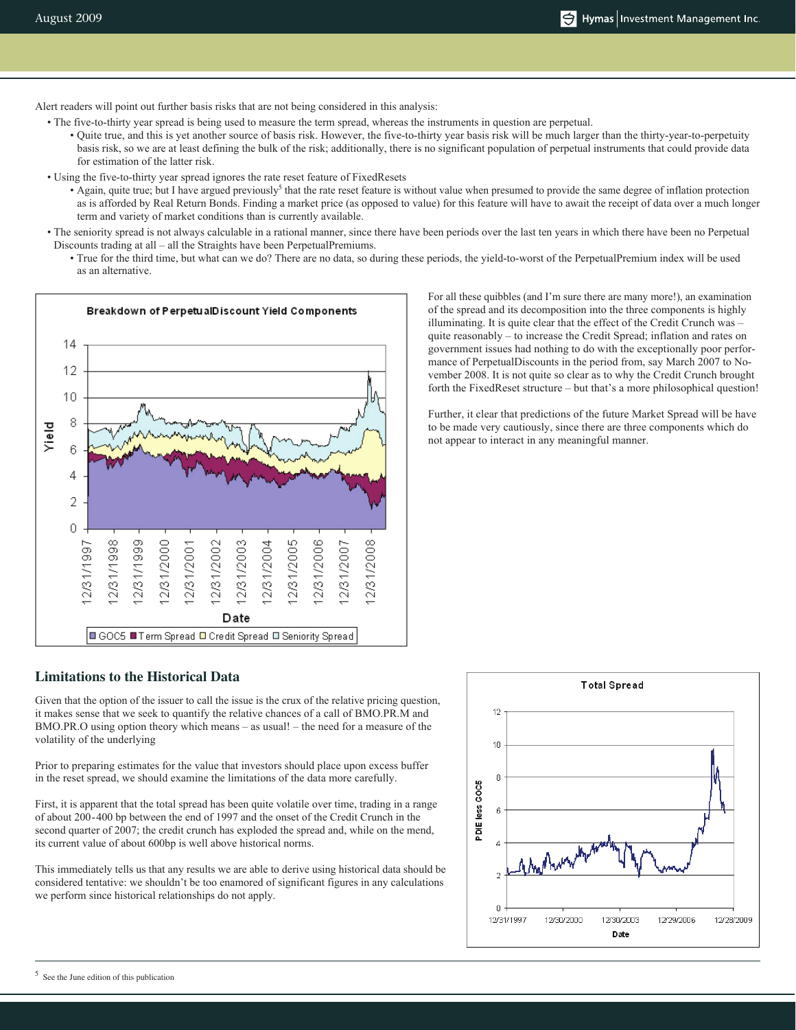Alert readers will point out further basis risks that are not being considered in this analysis:

- The five-to-thirty year spread is being used to measure the term spread, whereas the instruments in question are perpetual.
  - Quite true, and this is yet another source of basis risk. However, the five-to-thirty year basis risk will be much larger than the thirty-year-to-perpetuity basis risk, so we are at least defining the bulk of the risk; additionally, there is no significant population of perpetual instruments that could provide data for estimation of the latter risk.
- Using the five-to-thirty year spread ignores the rate reset feature of FixedResets
  - Again, quite true; but I have argued previously[5] that the rate reset feature is without value when presumed to provide the same degree of inflation protection as is afforded by Real Return Bonds. Finding a market price (as opposed to value) for this feature will have to await the receipt of data over a much longer term and variety of market conditions than is currently available.
- The seniority spread is not always calculable in a rational manner, since there have been periods over the last ten years in which there have been no Perpetual Discounts trading at all – all the Straights have been PerpetualPremiums.
  - True for the third time, but what can we do? There are no data, so during these periods, the yield-to-worst of the PerpetualPremium index will be used as an alternative.

For all these quibbles (and I'm sure there are many more!), an examination of the spread and its decomposition into the three components is highly illuminating. It is quite clear that the effect of the Credit Crunch was – quite reasonably – to increase the Credit Spread; inflation and rates on government issues had nothing to do with the exceptionally poor performance of PerpetualDiscounts in the period from, say March 2007 to November 2008. It is not quite so clear as to why the Credit Crunch brought forth the FixedReset structure – but that's a more philosophical question!

Further, it clear that predictions of the future Market Spread will be have to be made very cautiously, since there are three components which do not appear to interact in any meaningful manner.

## Limitations to the Historical Data

Given that the option of the issuer to call the issue is the crux of the relative pricing question, it makes sense that we seek to quantify the relative chances of a call of BMO.PR.M and BMO.PR.O using option theory which means – as usual! – the need for a measure of the volatility of the underlying

Prior to preparing estimates for the value that investors should place upon excess buffer in the reset spread, we should examine the limitations of the data more carefully.

First, it is apparent that the total spread has been quite volatile over time, trading in a range of about 200-400 bp between the end of 1997 and the onset of the Credit Crunch in the second quarter of 2007; the credit crunch has exploded the spread and, while on the mend, its current value of about 600bp is well above historical norms.

This immediately tells us that any results we are able to derive using historical data should be considered tentative: we shouldn't be too enamored of significant figures in any calculations we perform since historical relationships do not apply.

[5] See the June edition of this publication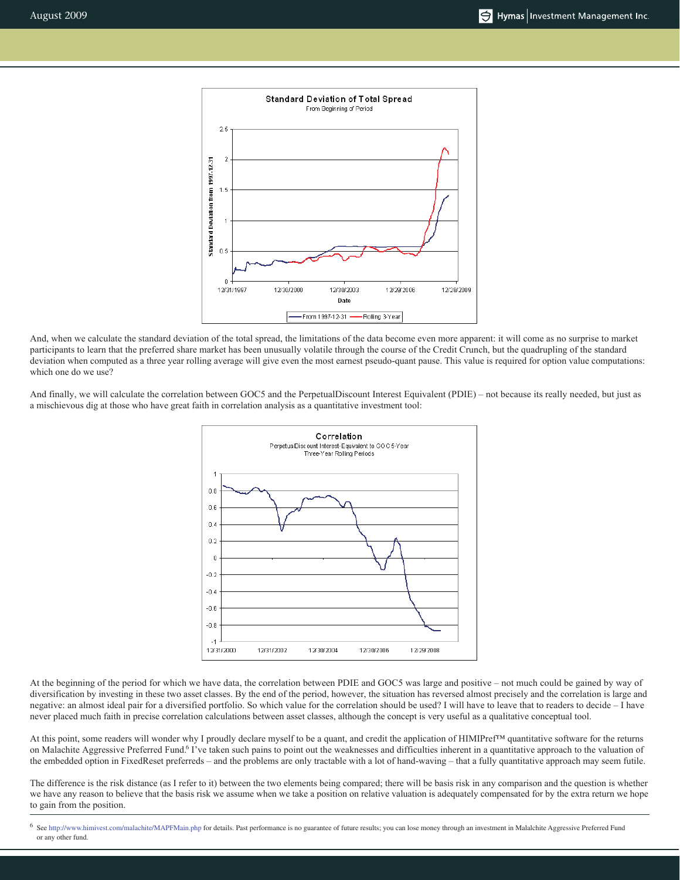And, when we calculate the standard deviation of the total spread, the limitations of the data become even more apparent: it will come as no surprise to market participants to learn that the preferred share market has been unusually volatile through the course of the Credit Crunch, but the quadrupling of the standard deviation when computed as a three year rolling average will give even the most earnest pseudo-quant pause. This value is required for option value computations: which one do we use?

And finally, we will calculate the correlation between GOC5 and the PerpetualDiscount Interest Equivalent (PDIE) – not because its really needed, but just as a mischievous dig at those who have great faith in correlation analysis as a quantitative investment tool:

At the beginning of the period for which we have data, the correlation between PDIE and GOC5 was large and positive – not much could be gained by way of diversification by investing in these two asset classes. By the end of the period, however, the situation has reversed almost precisely and the correlation is large and negative: an almost ideal pair for a diversified portfolio. So which value for the correlation should be used? I will have to leave that to readers to decide – I have never placed much faith in precise correlation calculations between asset classes, although the concept is very useful as a qualitative conceptual tool.

At this point, some readers will wonder why I proudly declare myself to be a quant, and credit the application of HIMIPref™ quantitative software for the returns on Malachite Aggressive Preferred Fund.[6] I've taken such pains to point out the weaknesses and difficulties inherent in a quantitative approach to the valuation of the embedded option in FixedReset preferreds – and the problems are only tractable with a lot of hand-waving – that a fully quantitative approach may seem futile.

The difference is the risk distance (as I refer to it) between the two elements being compared; there will be basis risk in any comparison and the question is whether we have any reason to believe that the basis risk we assume when we take a position on relative valuation is adequately compensated for by the extra return we hope to gain from the position.

---

[6] See http://www.himivest.com/malachite/MAPFMain.php for details. Past performance is no guarantee of future results; you can lose money through an investment in Malalchite Aggressive Preferred Fund or any other fund.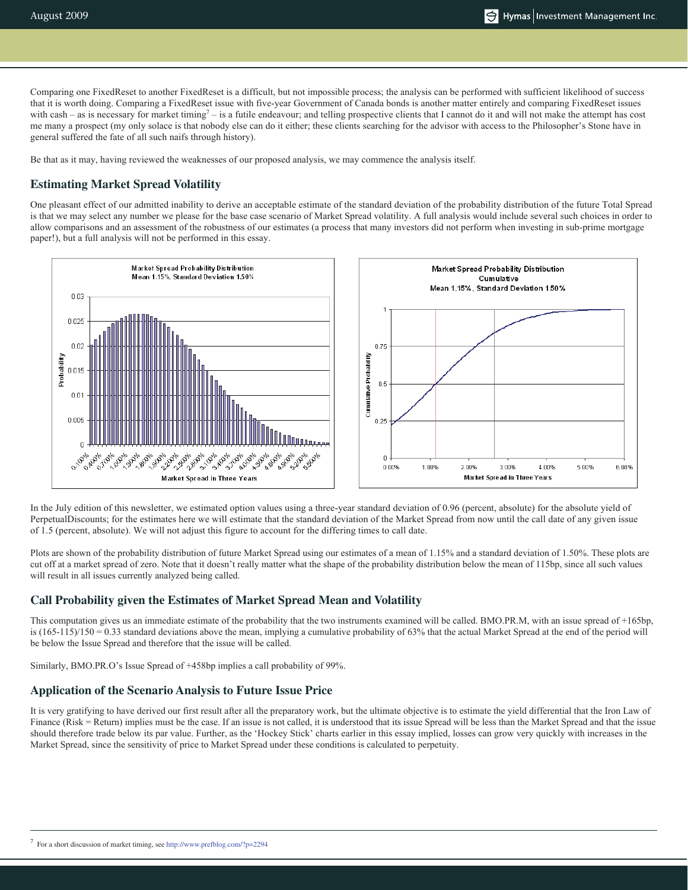Comparing one FixedReset to another FixedReset is a difficult, but not impossible process; the analysis can be performed with sufficient likelihood of success that it is worth doing. Comparing a FixedReset issue with five-year Government of Canada bonds is another matter entirely and comparing FixedReset issues with cash – as is necessary for market timing[7] – is a futile endeavour; and telling prospective clients that I cannot do it and will not make the attempt has cost me many a prospect (my only solace is that nobody else can do it either; these clients searching for the advisor with access to the Philosopher's Stone have in general suffered the fate of all such naifs through history).

Be that as it may, having reviewed the weaknesses of our proposed analysis, we may commence the analysis itself.

## Estimating Market Spread Volatility

One pleasant effect of our admitted inability to derive an acceptable estimate of the standard deviation of the probability distribution of the future Total Spread is that we may select any number we please for the base case scenario of Market Spread volatility. A full analysis would include several such choices in order to allow comparisons and an assessment of the robustness of our estimates (a process that many investors did not perform when investing in sub-prime mortgage paper!), but a full analysis will not be performed in this essay.

In the July edition of this newsletter, we estimated option values using a three-year standard deviation of 0.96 (percent, absolute) for the absolute yield of PerpetualDiscounts; for the estimates here we will estimate that the standard deviation of the Market Spread from now until the call date of any given issue of 1.5 (percent, absolute). We will not adjust this figure to account for the differing times to call date.

Plots are shown of the probability distribution of future Market Spread using our estimates of a mean of 1.15% and a standard deviation of 1.50%. These plots are cut off at a market spread of zero. Note that it doesn't really matter what the shape of the probability distribution below the mean of 115bp, since all such values will result in all issues currently analyzed being called.

## Call Probability given the Estimates of Market Spread Mean and Volatility

This computation gives us an immediate estimate of the probability that the two instruments examined will be called. BMO.PR.M, with an issue spread of +165bp, is (165-115)/150 = 0.33 standard deviations above the mean, implying a cumulative probability of 63% that the actual Market Spread at the end of the period will be below the Issue Spread and therefore that the issue will be called.

Similarly, BMO.PR.O's Issue Spread of +458bp implies a call probability of 99%.

## Application of the Scenario Analysis to Future Issue Price

It is very gratifying to have derived our first result after all the preparatory work, but the ultimate objective is to estimate the yield differential that the Iron Law of Finance (Risk = Return) implies must be the case. If an issue is not called, it is understood that its issue Spread will be less than the Market Spread and that the issue should therefore trade below its par value. Further, as the 'Hockey Stick' charts earlier in this essay implied, losses can grow very quickly with increases in the Market Spread, since the sensitivity of price to Market Spread under these conditions is calculated to perpetuity.

[7] For a short discussion of market timing, see http://www.prefblog.com/?p=2294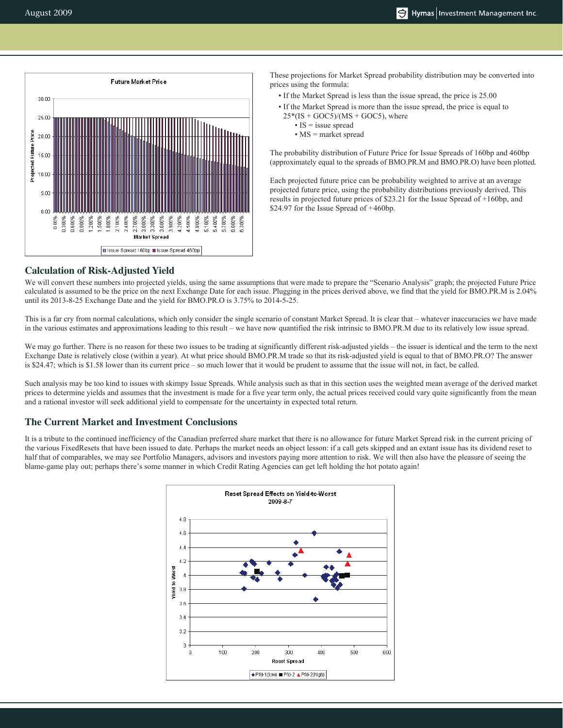These projections for Market Spread probability distribution may be converted into prices using the formula:

- If the Market Spread is less than the issue spread, the price is 25.00
- If the Market Spread is more than the issue spread, the price is equal to $25*(IS + GOC5)/(MS + GOC5)$, where
  - IS = issue spread
  - MS = market spread

The probability distribution of Future Price for Issue Spreads of 160bp and 460bp (approximately equal to the spreads of BMO.PR.M and BMO.PR.O) have been plotted.

Each projected future price can be probability weighted to arrive at an average projected future price, using the probability distributions previously derived. This results in projected future prices of $23.21 for the Issue Spread of +160bp, and $24.97 for the Issue Spread of +460bp.

## Calculation of Risk-Adjusted Yield

We will convert these numbers into projected yields, using the same assumptions that were made to prepare the "Scenario Analysis" graph; the projected Future Price calculated is assumed to be the price on the next Exchange Date for each issue. Plugging in the prices derived above, we find that the yield for BMO.PR.M is 2.04% until its 2013-8-25 Exchange Date and the yield for BMO.PR.O is 3.75% to 2014-5-25.

This is a far cry from normal calculations, which only consider the single scenario of constant Market Spread. It is clear that – whatever inaccuracies we have made in the various estimates and approximations leading to this result – we have now quantified the risk intrinsic to BMO.PR.M due to its relatively low issue spread.

We may go further. There is no reason for these two issues to be trading at significantly different risk-adjusted yields – the issuer is identical and the term to the next Exchange Date is relatively close (within a year). At what price should BMO.PR.M trade so that its risk-adjusted yield is equal to that of BMO.PR.O? The answer is $24.47; which is $1.58 lower than its current price – so much lower that it would be prudent to assume that the issue will not, in fact, be called.

Such analysis may be too kind to issues with skimpy Issue Spreads. While analysis such as that in this section uses the weighted mean average of the derived market prices to determine yields and assumes that the investment is made for a five year term only, the actual prices received could vary quite significantly from the mean and a rational investor will seek additional yield to compensate for the uncertainty in expected total return.

## The Current Market and Investment Conclusions

It is a tribute to the continued inefficiency of the Canadian preferred share market that there is no allowance for future Market Spread risk in the current pricing of the various FixedResets that have been issued to date. Perhaps the market needs an object lesson: if a call gets skipped and an extant issue has its dividend reset to half that of comparables, we may see Portfolio Managers, advisors and investors paying more attention to risk. We will then also have the pleasure of seeing the blame-game play out; perhaps there's some manner in which Credit Rating Agencies can get left holding the hot potato again!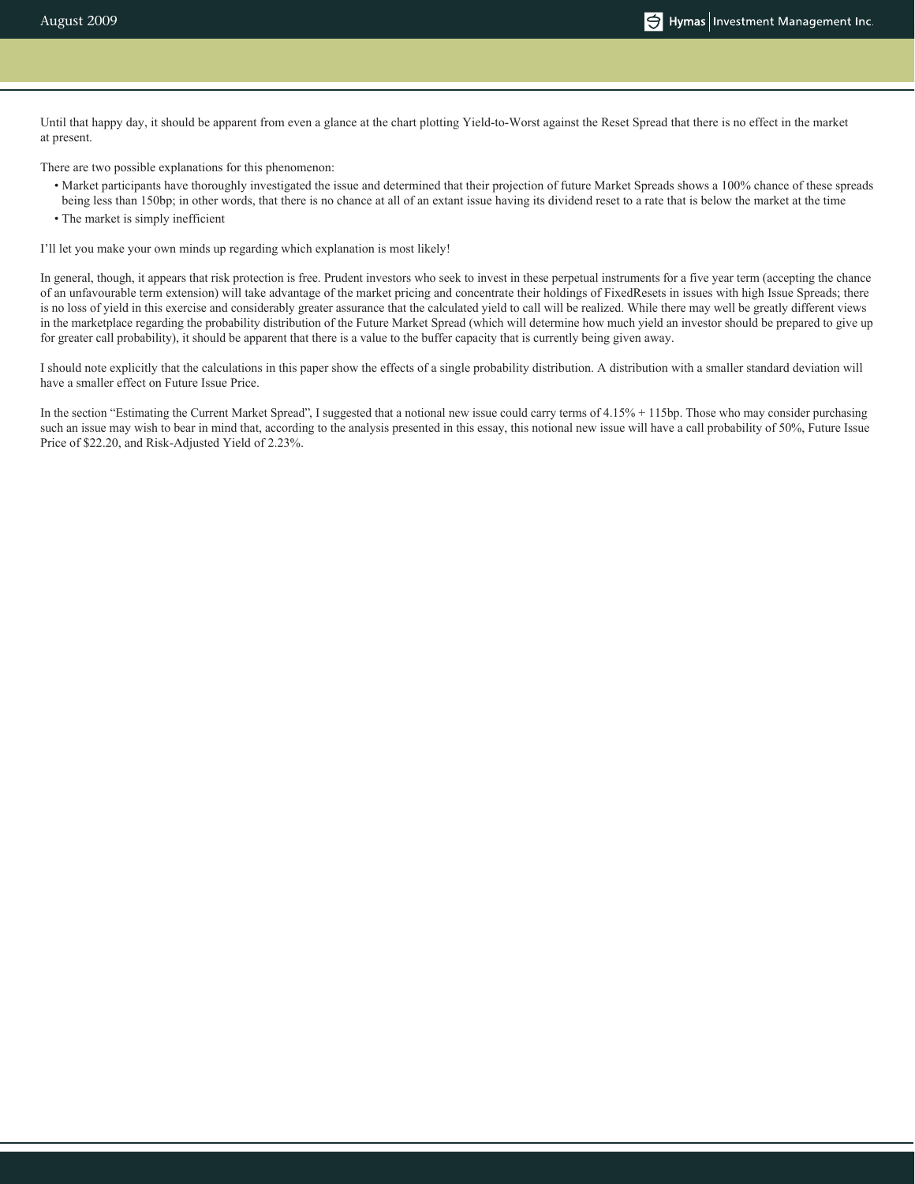Until that happy day, it should be apparent from even a glance at the chart plotting Yield-to-Worst against the Reset Spread that there is no effect in the market at present.

There are two possible explanations for this phenomenon:

- Market participants have thoroughly investigated the issue and determined that their projection of future Market Spreads shows a 100% chance of these spreads being less than 150bp; in other words, that there is no chance at all of an extant issue having its dividend reset to a rate that is below the market at the time
- The market is simply inefficient

I'll let you make your own minds up regarding which explanation is most likely!

In general, though, it appears that risk protection is free. Prudent investors who seek to invest in these perpetual instruments for a five year term (accepting the chance of an unfavourable term extension) will take advantage of the market pricing and concentrate their holdings of FixedResets in issues with high Issue Spreads; there is no loss of yield in this exercise and considerably greater assurance that the calculated yield to call will be realized. While there may well be greatly different views in the marketplace regarding the probability distribution of the Future Market Spread (which will determine how much yield an investor should be prepared to give up for greater call probability), it should be apparent that there is a value to the buffer capacity that is currently being given away.

I should note explicitly that the calculations in this paper show the effects of a single probability distribution. A distribution with a smaller standard deviation will have a smaller effect on Future Issue Price.

In the section "Estimating the Current Market Spread", I suggested that a notional new issue could carry terms of 4.15% + 115bp. Those who may consider purchasing such an issue may wish to bear in mind that, according to the analysis presented in this essay, this notional new issue will have a call probability of 50%, Future Issue Price of $22.20, and Risk-Adjusted Yield of 2.23%.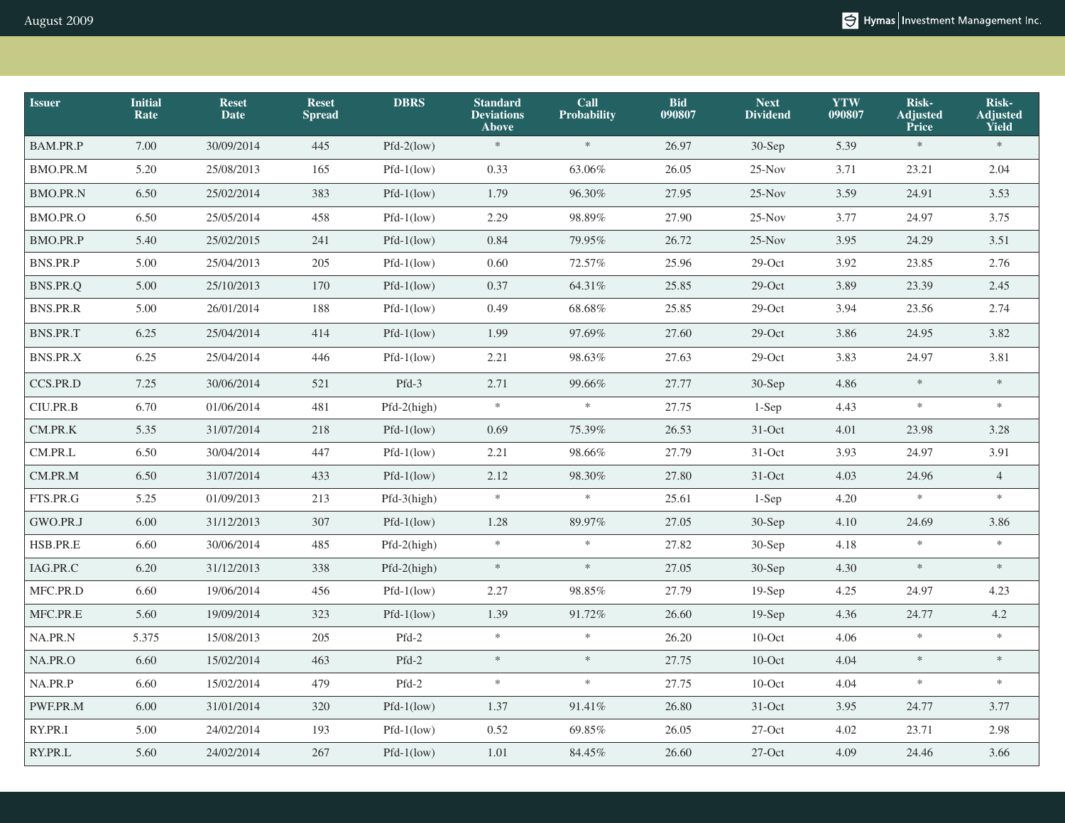| Issuer | Initial Rate | Reset Date | Reset Spread | DBRS | Standard Deviations Above | Call Probability | Bid 090807 | Next Dividend | YTW 090807 | Risk-Adjusted Price | Risk-Adjusted Yield |
|---|---|---|---|---|---|---|---|---|---|---|---|
| BAM.PR.P | 7.00 | 30/09/2014 | 445 | Pfd-2(low) | * | * | 26.97 | 30-Sep | 5.39 | * | * |
| BMO.PR.M | 5.20 | 25/08/2013 | 165 | Pfd-1(low) | 0.33 | 63.06% | 26.05 | 25-Nov | 3.71 | 23.21 | 2.04 |
| BMO.PR.N | 6.50 | 25/02/2014 | 383 | Pfd-1(low) | 1.79 | 96.30% | 27.95 | 25-Nov | 3.59 | 24.91 | 3.53 |
| BMO.PR.O | 6.50 | 25/05/2014 | 458 | Pfd-1(low) | 2.29 | 98.89% | 27.90 | 25-Nov | 3.77 | 24.97 | 3.75 |
| BMO.PR.P | 5.40 | 25/02/2015 | 241 | Pfd-1(low) | 0.84 | 79.95% | 26.72 | 25-Nov | 3.95 | 24.29 | 3.51 |
| BNS.PR.P | 5.00 | 25/04/2013 | 205 | Pfd-1(low) | 0.60 | 72.57% | 25.96 | 29-Oct | 3.92 | 23.85 | 2.76 |
| BNS.PR.Q | 5.00 | 25/10/2013 | 170 | Pfd-1(low) | 0.37 | 64.31% | 25.85 | 29-Oct | 3.89 | 23.39 | 2.45 |
| BNS.PR.R | 5.00 | 26/01/2014 | 188 | Pfd-1(low) | 0.49 | 68.68% | 25.85 | 29-Oct | 3.94 | 23.56 | 2.74 |
| BNS.PR.T | 6.25 | 25/04/2014 | 414 | Pfd-1(low) | 1.99 | 97.69% | 27.60 | 29-Oct | 3.86 | 24.95 | 3.82 |
| BNS.PR.X | 6.25 | 25/04/2014 | 446 | Pfd-1(low) | 2.21 | 98.63% | 27.63 | 29-Oct | 3.83 | 24.97 | 3.81 |
| CCS.PR.D | 7.25 | 30/06/2014 | 521 | Pfd-3 | 2.71 | 99.66% | 27.77 | 30-Sep | 4.86 | * | * |
| CIU.PR.B | 6.70 | 01/06/2014 | 481 | Pfd-2(high) | * | * | 27.75 | 1-Sep | 4.43 | * | * |
| CM.PR.K | 5.35 | 31/07/2014 | 218 | Pfd-1(low) | 0.69 | 75.39% | 26.53 | 31-Oct | 4.01 | 23.98 | 3.28 |
| CM.PR.L | 6.50 | 30/04/2014 | 447 | Pfd-1(low) | 2.21 | 98.66% | 27.79 | 31-Oct | 3.93 | 24.97 | 3.91 |
| CM.PR.M | 6.50 | 31/07/2014 | 433 | Pfd-1(low) | 2.12 | 98.30% | 27.80 | 31-Oct | 4.03 | 24.96 | 4 |
| FTS.PR.G | 5.25 | 01/09/2013 | 213 | Pfd-3(high) | * | * | 25.61 | 1-Sep | 4.20 | * | * |
| GWO.PR.J | 6.00 | 31/12/2013 | 307 | Pfd-1(low) | 1.28 | 89.97% | 27.05 | 30-Sep | 4.10 | 24.69 | 3.86 |
| HSB.PR.E | 6.60 | 30/06/2014 | 485 | Pfd-2(high) | * | * | 27.82 | 30-Sep | 4.18 | * | * |
| IAG.PR.C | 6.20 | 31/12/2013 | 338 | Pfd-2(high) | * | * | 27.05 | 30-Sep | 4.30 | * | * |
| MFC.PR.D | 6.60 | 19/06/2014 | 456 | Pfd-1(low) | 2.27 | 98.85% | 27.79 | 19-Sep | 4.25 | 24.97 | 4.23 |
| MFC.PR.E | 5.60 | 19/09/2014 | 323 | Pfd-1(low) | 1.39 | 91.72% | 26.60 | 19-Sep | 4.36 | 24.77 | 4.2 |
| NA.PR.N | 5.375 | 15/08/2013 | 205 | Pfd-2 | * | * | 26.20 | 10-Oct | 4.06 | * | * |
| NA.PR.O | 6.60 | 15/02/2014 | 463 | Pfd-2 | * | * | 27.75 | 10-Oct | 4.04 | * | * |
| NA.PR.P | 6.60 | 15/02/2014 | 479 | Pfd-2 | * | * | 27.75 | 10-Oct | 4.04 | * | * |
| PWF.PR.M | 6.00 | 31/01/2014 | 320 | Pfd-1(low) | 1.37 | 91.41% | 26.80 | 31-Oct | 3.95 | 24.77 | 3.77 |
| RY.PR.I | 5.00 | 24/02/2014 | 193 | Pfd-1(low) | 0.52 | 69.85% | 26.05 | 27-Oct | 4.02 | 23.71 | 2.98 |
| RY.PR.L | 5.60 | 24/02/2014 | 267 | Pfd-1(low) | 1.01 | 84.45% | 26.60 | 27-Oct | 4.09 | 24.46 | 3.66 |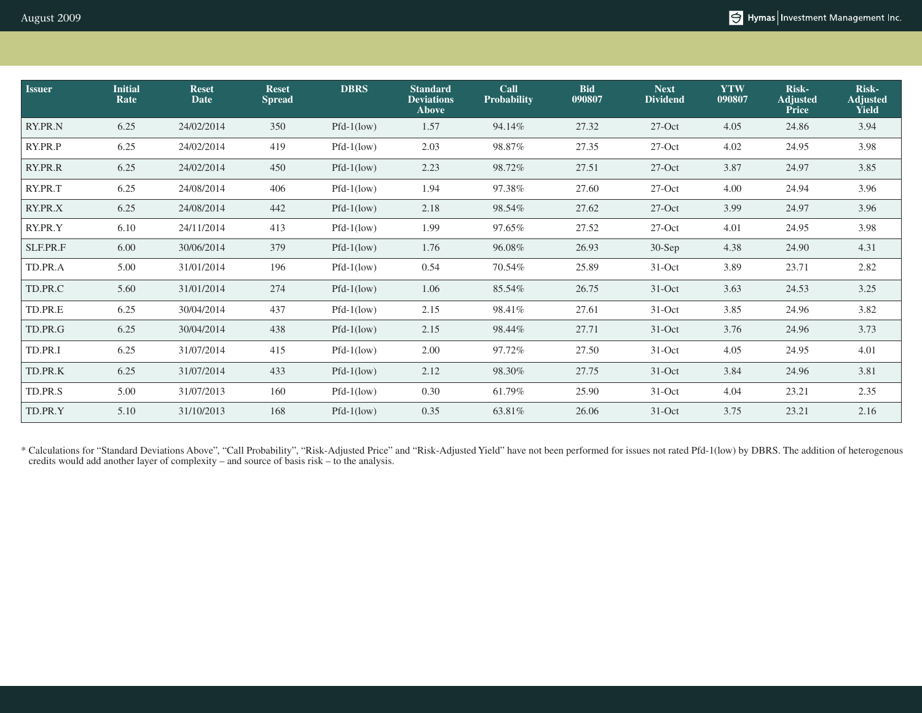| Issuer | Initial Rate | Reset Date | Reset Spread | DBRS | Standard Deviations Above | Call Probability | Bid 090807 | Next Dividend | YTW 090807 | Risk-Adjusted Price | Risk-Adjusted Yield |
|---|---|---|---|---|---|---|---|---|---|---|---|
| RY.PR.N | 6.25 | 24/02/2014 | 350 | Pfd-1(low) | 1.57 | 94.14% | 27.32 | 27-Oct | 4.05 | 24.86 | 3.94 |
| RY.PR.P | 6.25 | 24/02/2014 | 419 | Pfd-1(low) | 2.03 | 98.87% | 27.35 | 27-Oct | 4.02 | 24.95 | 3.98 |
| RY.PR.R | 6.25 | 24/02/2014 | 450 | Pfd-1(low) | 2.23 | 98.72% | 27.51 | 27-Oct | 3.87 | 24.97 | 3.85 |
| RY.PR.T | 6.25 | 24/08/2014 | 406 | Pfd-1(low) | 1.94 | 97.38% | 27.60 | 27-Oct | 4.00 | 24.94 | 3.96 |
| RY.PR.X | 6.25 | 24/08/2014 | 442 | Pfd-1(low) | 2.18 | 98.54% | 27.62 | 27-Oct | 3.99 | 24.97 | 3.96 |
| RY.PR.Y | 6.10 | 24/11/2014 | 413 | Pfd-1(low) | 1.99 | 97.65% | 27.52 | 27-Oct | 4.01 | 24.95 | 3.98 |
| SLF.PR.F | 6.00 | 30/06/2014 | 379 | Pfd-1(low) | 1.76 | 96.08% | 26.93 | 30-Sep | 4.38 | 24.90 | 4.31 |
| TD.PR.A | 5.00 | 31/01/2014 | 196 | Pfd-1(low) | 0.54 | 70.54% | 25.89 | 31-Oct | 3.89 | 23.71 | 2.82 |
| TD.PR.C | 5.60 | 31/01/2014 | 274 | Pfd-1(low) | 1.06 | 85.54% | 26.75 | 31-Oct | 3.63 | 24.53 | 3.25 |
| TD.PR.E | 6.25 | 30/04/2014 | 437 | Pfd-1(low) | 2.15 | 98.41% | 27.61 | 31-Oct | 3.85 | 24.96 | 3.82 |
| TD.PR.G | 6.25 | 30/04/2014 | 438 | Pfd-1(low) | 2.15 | 98.44% | 27.71 | 31-Oct | 3.76 | 24.96 | 3.73 |
| TD.PR.I | 6.25 | 31/07/2014 | 415 | Pfd-1(low) | 2.00 | 97.72% | 27.50 | 31-Oct | 4.05 | 24.95 | 4.01 |
| TD.PR.K | 6.25 | 31/07/2014 | 433 | Pfd-1(low) | 2.12 | 98.30% | 27.75 | 31-Oct | 3.84 | 24.96 | 3.81 |
| TD.PR.S | 5.00 | 31/07/2013 | 160 | Pfd-1(low) | 0.30 | 61.79% | 25.90 | 31-Oct | 4.04 | 23.21 | 2.35 |
| TD.PR.Y | 5.10 | 31/10/2013 | 168 | Pfd-1(low) | 0.35 | 63.81% | 26.06 | 31-Oct | 3.75 | 23.21 | 2.16 |

* Calculations for “Standard Deviations Above”, “Call Probability”, “Risk-Adjusted Price” and “Risk-Adjusted Yield” have not been performed for issues not rated Pfd-1(low) by DBRS. The addition of heterogenous credits would add another layer of complexity – and source of basis risk – to the analysis.